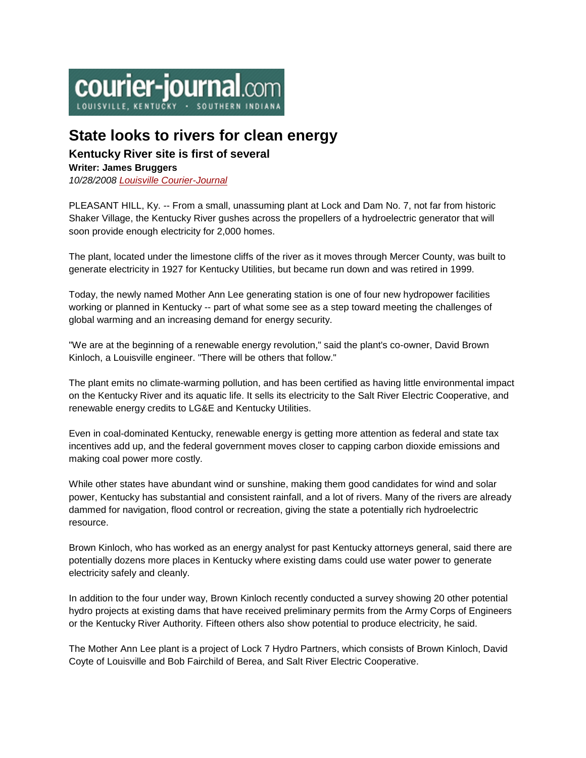courier-journal.com
LOUISVILLE, KENTUCKY · SOUTHERN INDIANA

# State looks to rivers for clean energy

## Kentucky River site is first of several

**Writer: James Bruggers**

*10/28/2008 Louisville Courier-Journal*

PLEASANT HILL, Ky. -- From a small, unassuming plant at Lock and Dam No. 7, not far from historic Shaker Village, the Kentucky River gushes across the propellers of a hydroelectric generator that will soon provide enough electricity for 2,000 homes.

The plant, located under the limestone cliffs of the river as it moves through Mercer County, was built to generate electricity in 1927 for Kentucky Utilities, but became run down and was retired in 1999.

Today, the newly named Mother Ann Lee generating station is one of four new hydropower facilities working or planned in Kentucky -- part of what some see as a step toward meeting the challenges of global warming and an increasing demand for energy security.

"We are at the beginning of a renewable energy revolution," said the plant's co-owner, David Brown Kinloch, a Louisville engineer. "There will be others that follow."

The plant emits no climate-warming pollution, and has been certified as having little environmental impact on the Kentucky River and its aquatic life. It sells its electricity to the Salt River Electric Cooperative, and renewable energy credits to LG&E and Kentucky Utilities.

Even in coal-dominated Kentucky, renewable energy is getting more attention as federal and state tax incentives add up, and the federal government moves closer to capping carbon dioxide emissions and making coal power more costly.

While other states have abundant wind or sunshine, making them good candidates for wind and solar power, Kentucky has substantial and consistent rainfall, and a lot of rivers. Many of the rivers are already dammed for navigation, flood control or recreation, giving the state a potentially rich hydroelectric resource.

Brown Kinloch, who has worked as an energy analyst for past Kentucky attorneys general, said there are potentially dozens more places in Kentucky where existing dams could use water power to generate electricity safely and cleanly.

In addition to the four under way, Brown Kinloch recently conducted a survey showing 20 other potential hydro projects at existing dams that have received preliminary permits from the Army Corps of Engineers or the Kentucky River Authority. Fifteen others also show potential to produce electricity, he said.

The Mother Ann Lee plant is a project of Lock 7 Hydro Partners, which consists of Brown Kinloch, David Coyte of Louisville and Bob Fairchild of Berea, and Salt River Electric Cooperative.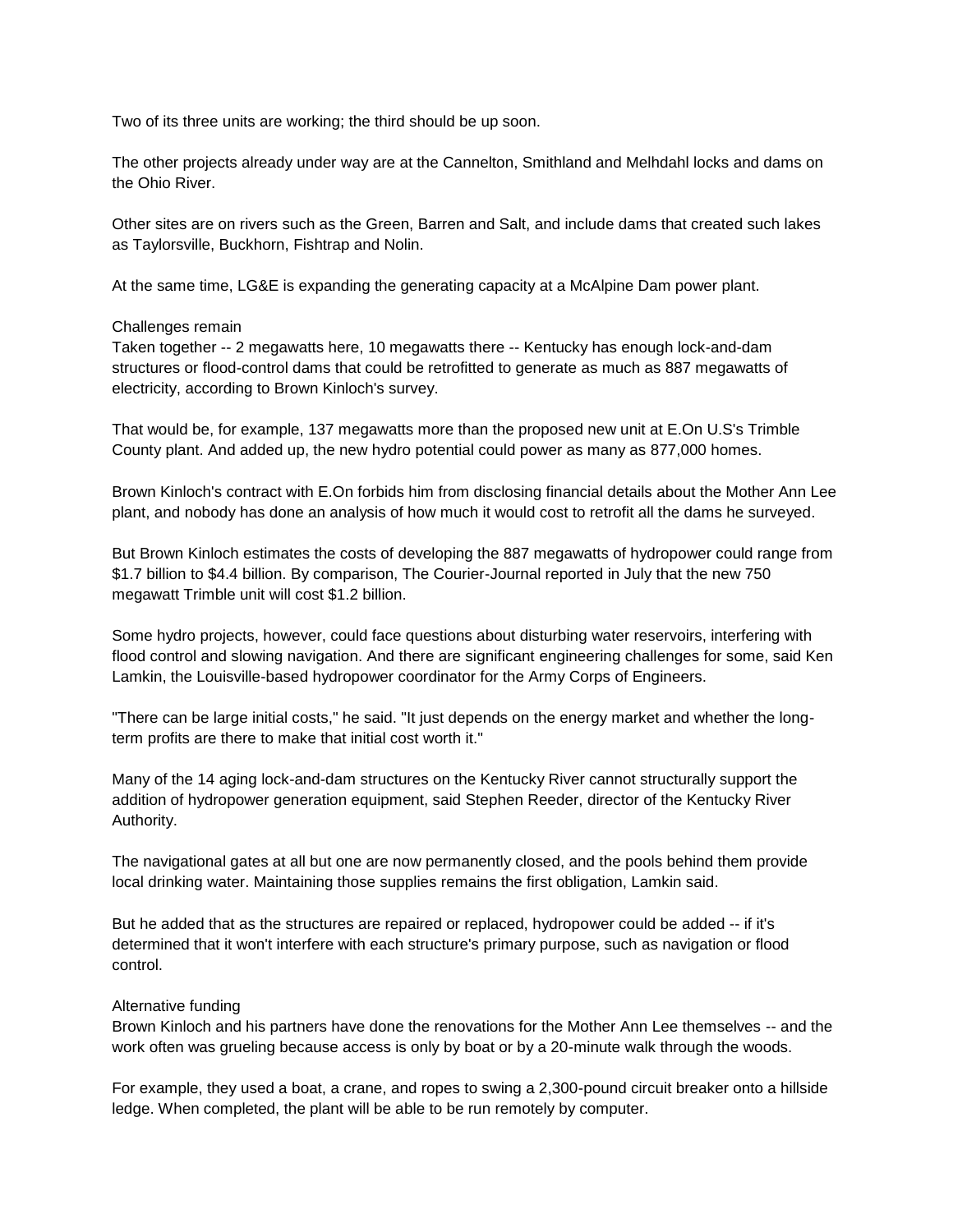Two of its three units are working; the third should be up soon.

The other projects already under way are at the Cannelton, Smithland and Melhdahl locks and dams on the Ohio River.

Other sites are on rivers such as the Green, Barren and Salt, and include dams that created such lakes as Taylorsville, Buckhorn, Fishtrap and Nolin.

At the same time, LG&E is expanding the generating capacity at a McAlpine Dam power plant.

## Challenges remain

Taken together -- 2 megawatts here, 10 megawatts there -- Kentucky has enough lock-and-dam structures or flood-control dams that could be retrofitted to generate as much as 887 megawatts of electricity, according to Brown Kinloch's survey.

That would be, for example, 137 megawatts more than the proposed new unit at E.On U.S's Trimble County plant. And added up, the new hydro potential could power as many as 877,000 homes.

Brown Kinloch's contract with E.On forbids him from disclosing financial details about the Mother Ann Lee plant, and nobody has done an analysis of how much it would cost to retrofit all the dams he surveyed.

But Brown Kinloch estimates the costs of developing the 887 megawatts of hydropower could range from $1.7 billion to $4.4 billion. By comparison, The Courier-Journal reported in July that the new 750 megawatt Trimble unit will cost $1.2 billion.

Some hydro projects, however, could face questions about disturbing water reservoirs, interfering with flood control and slowing navigation. And there are significant engineering challenges for some, said Ken Lamkin, the Louisville-based hydropower coordinator for the Army Corps of Engineers.

"There can be large initial costs," he said. "It just depends on the energy market and whether the long-term profits are there to make that initial cost worth it."

Many of the 14 aging lock-and-dam structures on the Kentucky River cannot structurally support the addition of hydropower generation equipment, said Stephen Reeder, director of the Kentucky River Authority.

The navigational gates at all but one are now permanently closed, and the pools behind them provide local drinking water. Maintaining those supplies remains the first obligation, Lamkin said.

But he added that as the structures are repaired or replaced, hydropower could be added -- if it's determined that it won't interfere with each structure's primary purpose, such as navigation or flood control.

## Alternative funding

Brown Kinloch and his partners have done the renovations for the Mother Ann Lee themselves -- and the work often was grueling because access is only by boat or by a 20-minute walk through the woods.

For example, they used a boat, a crane, and ropes to swing a 2,300-pound circuit breaker onto a hillside ledge. When completed, the plant will be able to be run remotely by computer.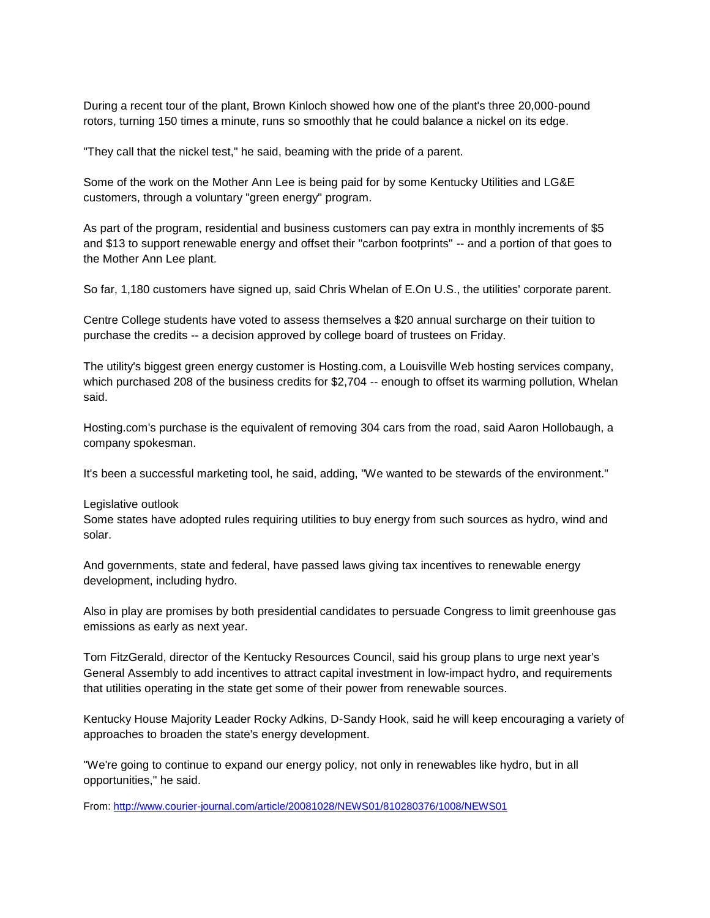During a recent tour of the plant, Brown Kinloch showed how one of the plant's three 20,000-pound rotors, turning 150 times a minute, runs so smoothly that he could balance a nickel on its edge.

"They call that the nickel test," he said, beaming with the pride of a parent.

Some of the work on the Mother Ann Lee is being paid for by some Kentucky Utilities and LG&E customers, through a voluntary "green energy" program.

As part of the program, residential and business customers can pay extra in monthly increments of $5 and $13 to support renewable energy and offset their "carbon footprints" -- and a portion of that goes to the Mother Ann Lee plant.

So far, 1,180 customers have signed up, said Chris Whelan of E.On U.S., the utilities' corporate parent.

Centre College students have voted to assess themselves a $20 annual surcharge on their tuition to purchase the credits -- a decision approved by college board of trustees on Friday.

The utility's biggest green energy customer is Hosting.com, a Louisville Web hosting services company, which purchased 208 of the business credits for $2,704 -- enough to offset its warming pollution, Whelan said.

Hosting.com's purchase is the equivalent of removing 304 cars from the road, said Aaron Hollobaugh, a company spokesman.

It's been a successful marketing tool, he said, adding, "We wanted to be stewards of the environment."

Legislative outlook

Some states have adopted rules requiring utilities to buy energy from such sources as hydro, wind and solar.

And governments, state and federal, have passed laws giving tax incentives to renewable energy development, including hydro.

Also in play are promises by both presidential candidates to persuade Congress to limit greenhouse gas emissions as early as next year.

Tom FitzGerald, director of the Kentucky Resources Council, said his group plans to urge next year's General Assembly to add incentives to attract capital investment in low-impact hydro, and requirements that utilities operating in the state get some of their power from renewable sources.

Kentucky House Majority Leader Rocky Adkins, D-Sandy Hook, said he will keep encouraging a variety of approaches to broaden the state's energy development.

"We're going to continue to expand our energy policy, not only in renewables like hydro, but in all opportunities," he said.

From: http://www.courier-journal.com/article/20081028/NEWS01/810280376/1008/NEWS01